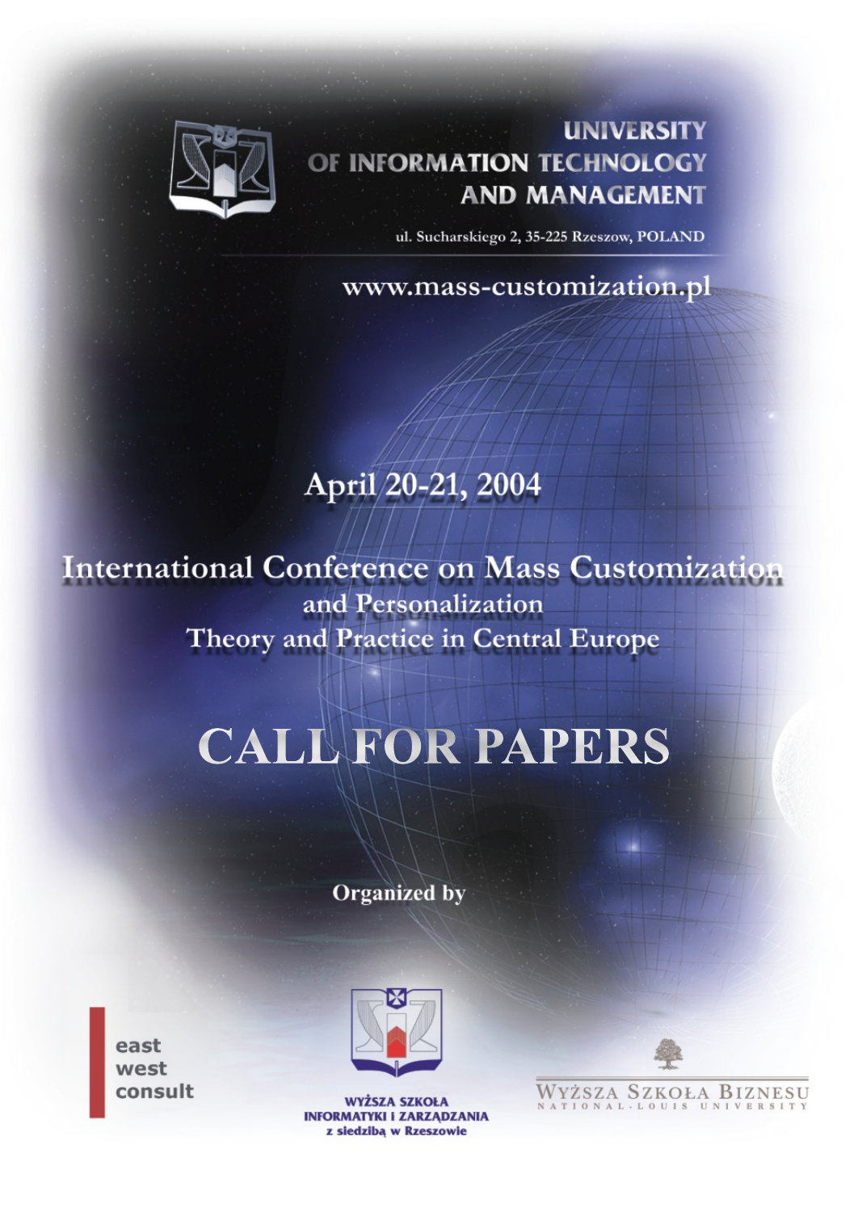UNIVERSITY
OF INFORMATION TECHNOLOGY
AND MANAGEMENT

ul. Sucharskiego 2, 35-225 Rzeszow, POLAND

www.mass-customization.pl

April 20-21, 2004

# International Conference on Mass Customization and Personalization Theory and Practice in Central Europe

# CALL FOR PAPERS

Organized by

east west consult

WYŻSZA SZKOŁA INFORMATYKI I ZARZĄDZANIA z siedzibą w Rzeszowie

WYŻSZA SZKOŁA BIZNESU
NATIONAL-LOUIS UNIVERSITY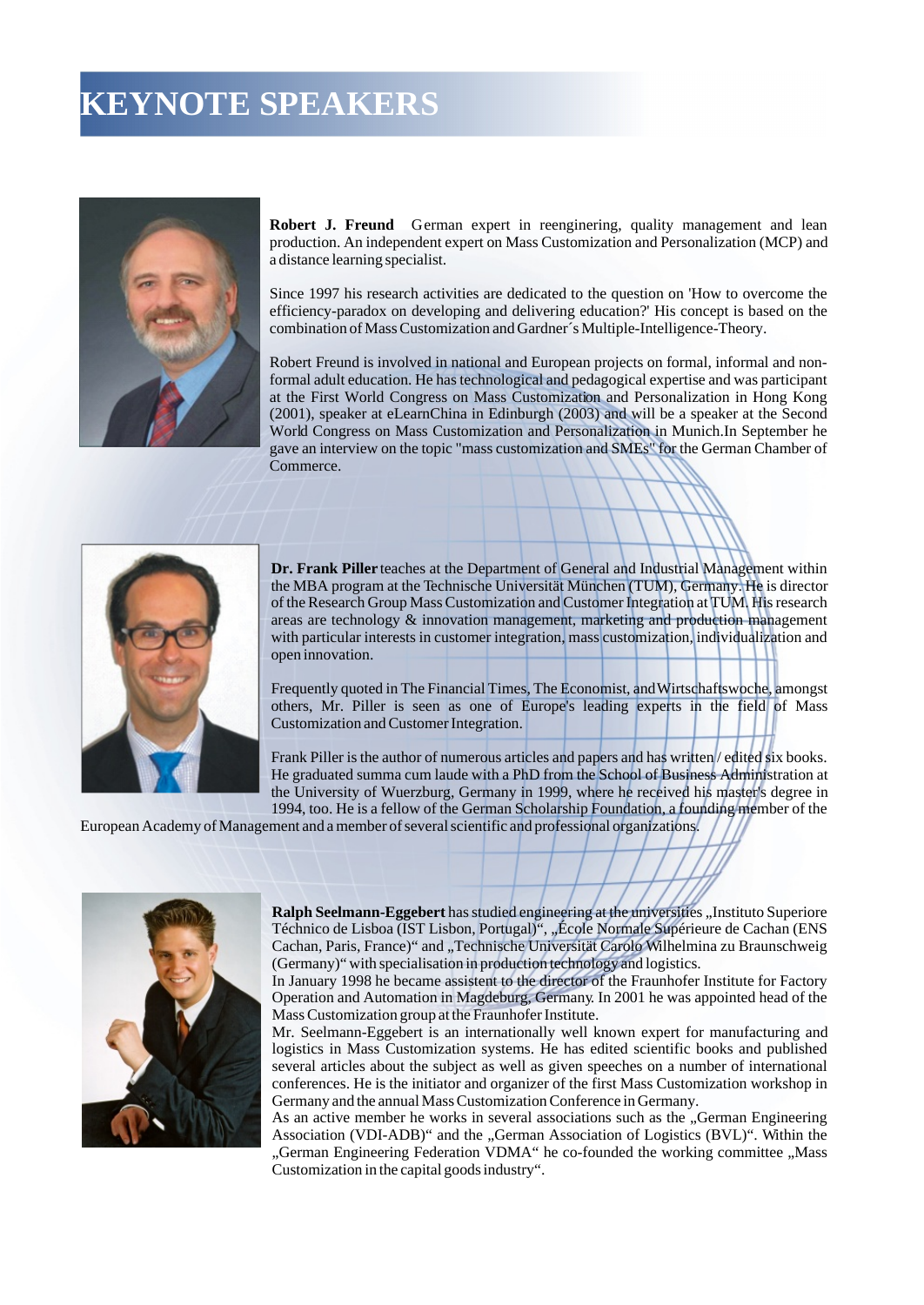# KEYNOTE SPEAKERS

**Robert J. Freund** German expert in reenginering, quality management and lean production. An independent expert on Mass Customization and Personalization (MCP) and a distance learning specialist.

Since 1997 his research activities are dedicated to the question on 'How to overcome the efficiency-paradox on developing and delivering education?' His concept is based on the combination of Mass Customization and Gardner´s Multiple-Intelligence-Theory.

Robert Freund is involved in national and European projects on formal, informal and non-formal adult education. He has technological and pedagogical expertise and was participant at the First World Congress on Mass Customization and Personalization in Hong Kong (2001), speaker at eLearnChina in Edinburgh (2003) and will be a speaker at the Second World Congress on Mass Customization and Personalization in Munich.In September he gave an interview on the topic "mass customization and SMEs" for the German Chamber of Commerce.

**Dr. Frank Piller** teaches at the Department of General and Industrial Management within the MBA program at the Technische Universität München (TUM), Germany. He is director of the Research Group Mass Customization and Customer Integration at TUM. His research areas are technology & innovation management, marketing and production management with particular interests in customer integration, mass customization, individualization and open innovation.

Frequently quoted in The Financial Times, The Economist, and Wirtschaftswoche, amongst others, Mr. Piller is seen as one of Europe's leading experts in the field of Mass Customization and Customer Integration.

Frank Piller is the author of numerous articles and papers and has written / edited six books. He graduated summa cum laude with a PhD from the School of Business Administration at the University of Wuerzburg, Germany in 1999, where he received his master's degree in 1994, too. He is a fellow of the German Scholarship Foundation, a founding member of the European Academy of Management and a member of several scientific and professional organizations.

**Ralph Seelmann-Eggebert** has studied engineering at the universities „Instituto Superiore Téchnico de Lisboa (IST Lisbon, Portugal)", „École Normale Supérieure de Cachan (ENS Cachan, Paris, France)" and „Technische Universität Carolo Wilhelmina zu Braunschweig (Germany)" with specialisation in production technology and logistics.
In January 1999 he became assistent to the director of the Fraunhofer Institute for Factory Operation and Automation in Magdeburg, Germany. In 2001 he was appointed head of the Mass Customization group at the Fraunhofer Institute.
Mr. Seelmann-Eggebert is an internationally well known expert for manufacturing and logistics in Mass Customization systems. He has edited scientific books and published several articles about the subject as well as given speeches on a number of international conferences. He is the initiator and organizer of the first Mass Customization workshop in Germany and the annual Mass Customization Conference in Germany.
As an active member he works in several associations such as the „German Engineering Association (VDI-ADB)" and the „German Association of Logistics (BVL)". Within the „German Engineering Federation VDMA" he co-founded the working committee „Mass Customization in the capital goods industry".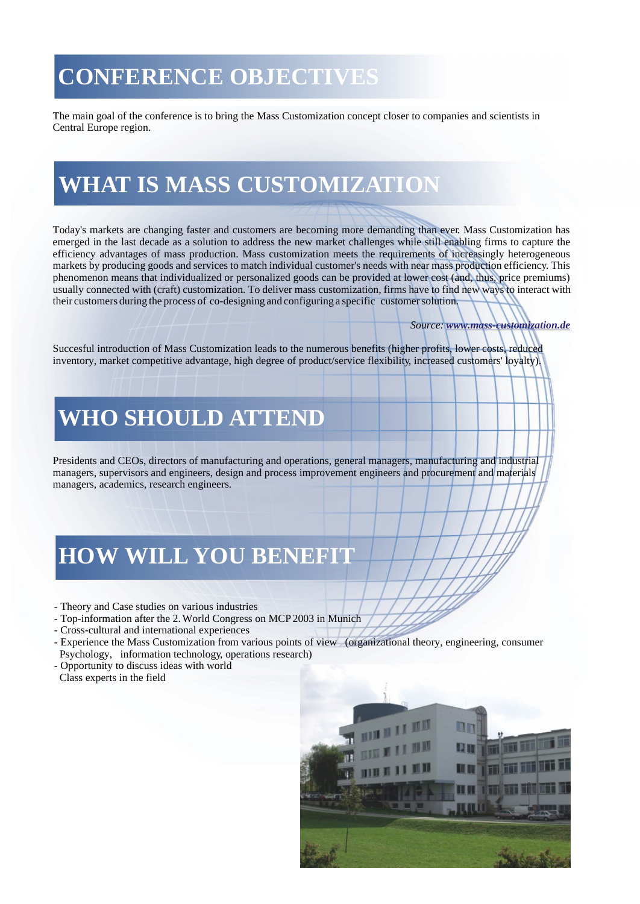# CONFERENCE OBJECTIVES

The main goal of the conference is to bring the Mass Customization concept closer to companies and scientists in Central Europe region.

# WHAT IS MASS CUSTOMIZATION

Today's markets are changing faster and customers are becoming more demanding than ever. Mass Customization has emerged in the last decade as a solution to address the new market challenges while still enabling firms to capture the efficiency advantages of mass production. Mass customization meets the requirements of increasingly heterogeneous markets by producing goods and services to match individual customer's needs with near mass production efficiency. This phenomenon means that individualized or personalized goods can be provided at lower cost (and, thus, price premiums) usually connected with (craft) customization. To deliver mass customization, firms have to find new ways to interact with their customers during the process of co-designing and configuring a specific customer solution.

*Source: **www.mass-customization.de***

Succesful introduction of Mass Customization leads to the numerous benefits (higher profits, lower costs, reduced inventory, market competitive advantage, high degree of product/service flexibility, increased customers' loyalty).

# WHO SHOULD ATTEND

Presidents and CEOs, directors of manufacturing and operations, general managers, manufacturing and industrial managers, supervisors and engineers, design and process improvement engineers and procurement and materials managers, academics, research engineers.

# HOW WILL YOU BENEFIT

- Theory and Case studies on various industries
- Top-information after the 2. World Congress on MCP 2003 in Munich
- Cross-cultural and international experiences
- Experience the Mass Customization from various points of view (organizational theory, engineering, consumer Psychology, information technology, operations research)
- Opportunity to discuss ideas with world Class experts in the field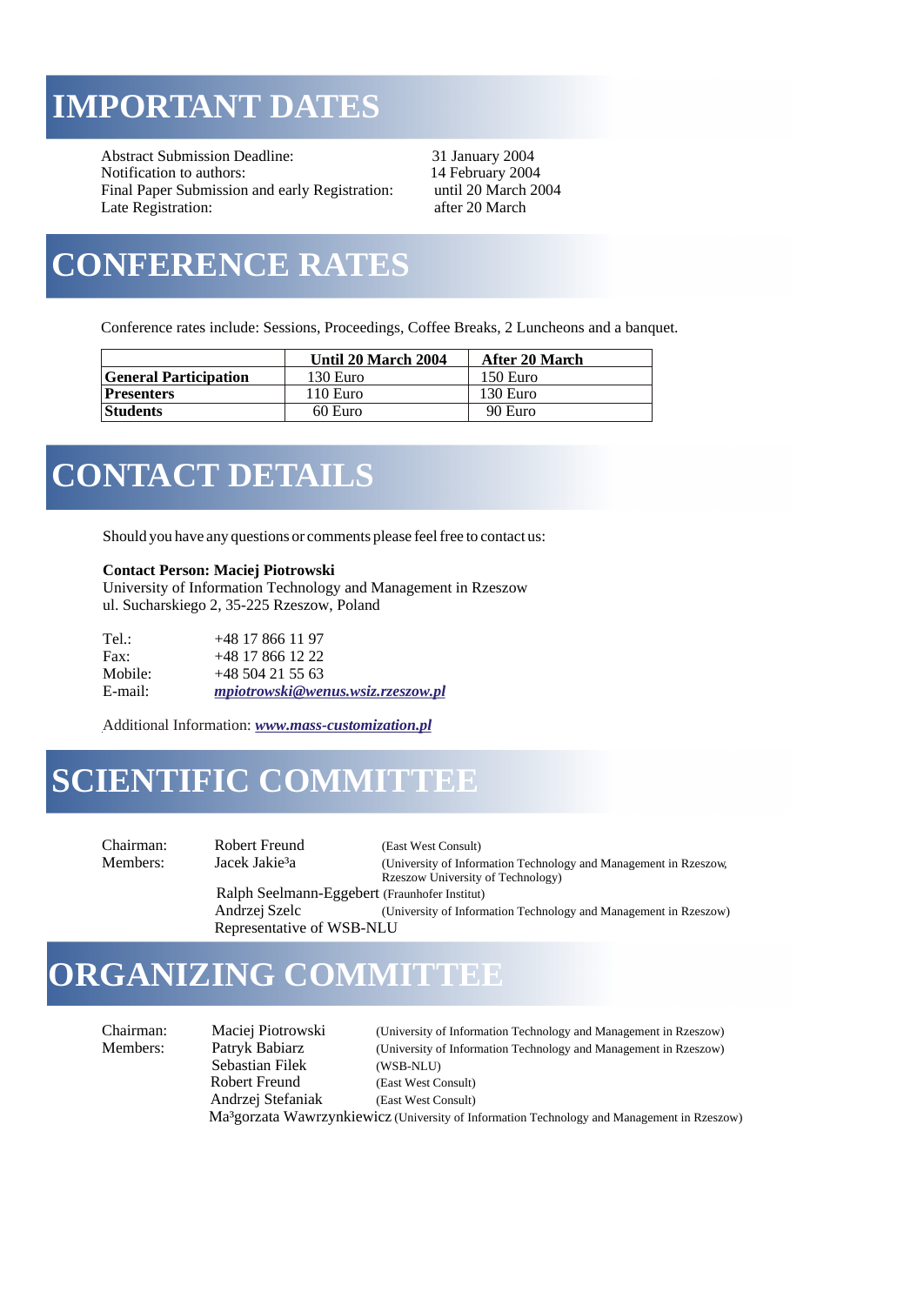# IMPORTANT DATES

| | |
|---|---|
| Abstract Submission Deadline: | 31 January 2004 |
| Notification to authors: | 14 February 2004 |
| Final Paper Submission and early Registration: | until 20 March 2004 |
| Late Registration: | after 20 March |

# CONFERENCE RATES

Conference rates include: Sessions, Proceedings, Coffee Breaks, 2 Luncheons and a banquet.

| | Until 20 March 2004 | After 20 March |
|---|---|---|
| **General Participation** | 130 Euro | 150 Euro |
| **Presenters** | 110 Euro | 130 Euro |
| **Students** | 60 Euro | 90 Euro |

# CONTACT DETAILS

Should you have any questions or comments please feel free to contact us:

**Contact Person: Maciej Piotrowski**
University of Information Technology and Management in Rzeszow
ul. Sucharskiego 2, 35-225 Rzeszow, Poland

| | |
|---|---|
| Tel.: | +48 17 866 11 97 |
| Fax: | +48 17 866 12 22 |
| Mobile: | +48 504 21 55 63 |
| E-mail: | ***mpiotrowski@wenus.wsiz.rzeszow.pl*** |

Additional Information: ***www.mass-customization.pl***

# SCIENTIFIC COMMITTEE

| | | |
|---|---|---|
| Chairman: | Robert Freund | (East West Consult) |
| Members: | Jacek Jakie³a | (University of Information Technology and Management in Rzeszow, Rzeszow University of Technology) |
| | Ralph Seelmann-Eggebert | (Fraunhofer Institut) |
| | Andrzej Szelc | (University of Information Technology and Management in Rzeszow) |
| | Representative of WSB-NLU | |

# ORGANIZING COMMITTEE

| | | |
|---|---|---|
| Chairman: | Maciej Piotrowski | (University of Information Technology and Management in Rzeszow) |
| Members: | Patryk Babiarz | (University of Information Technology and Management in Rzeszow) |
| | Sebastian Filek | (WSB-NLU) |
| | Robert Freund | (East West Consult) |
| | Andrzej Stefaniak | (East West Consult) |
| | Ma³gorzata Wawrzynkiewicz | (University of Information Technology and Management in Rzeszow) |